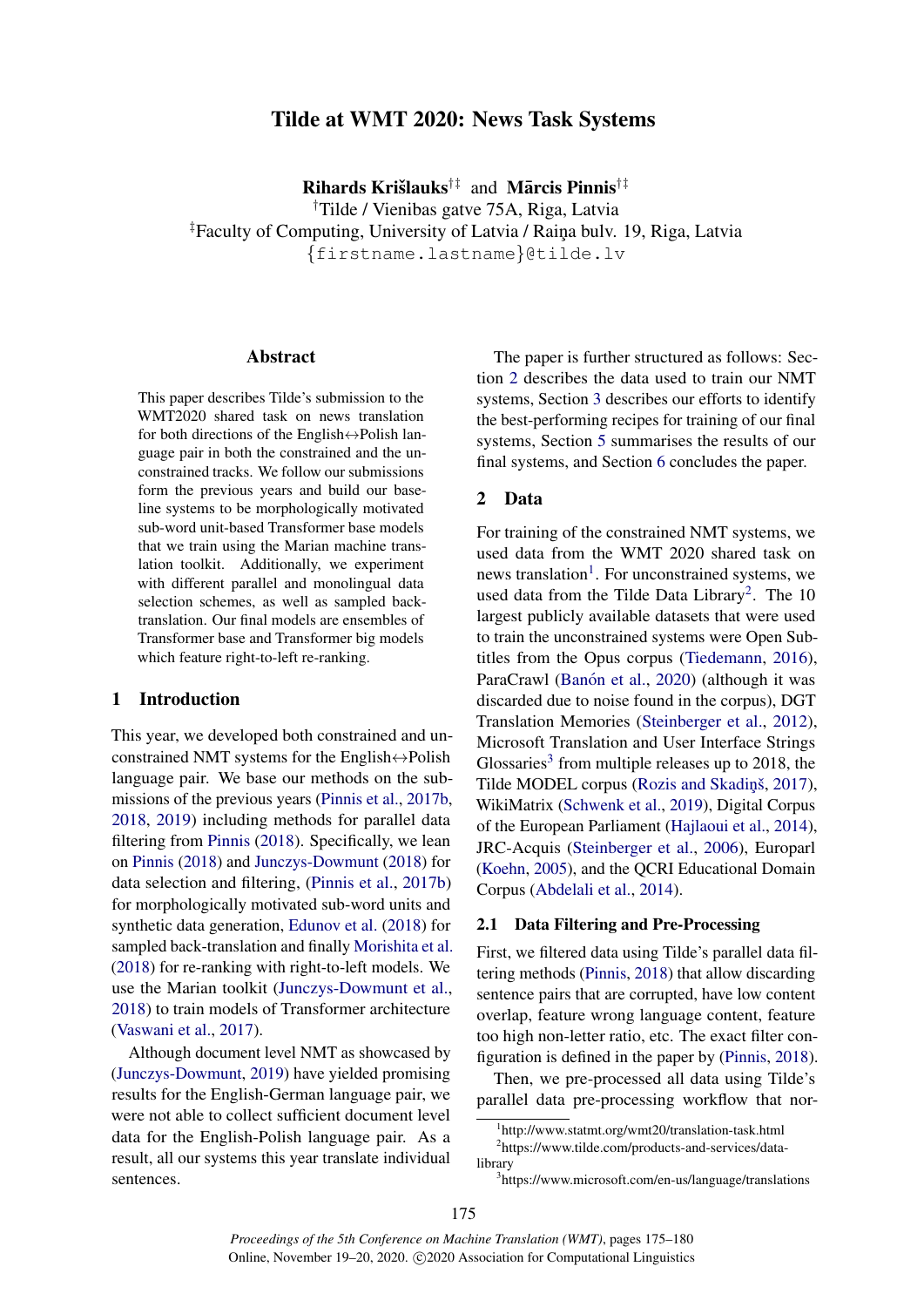# Tilde at WMT 2020: News Task Systems

**Rihards Krišlauks**[†‡] and **Mārcis Pinnis**[†‡]

[†]Tilde / Vienibas gatve 75A, Riga, Latvia

[‡]Faculty of Computing, University of Latvia / Raiņa bulv. 19, Riga, Latvia

{firstname.lastname}@tilde.lv

## Abstract

This paper describes Tilde's submission to the WMT2020 shared task on news translation for both directions of the English↔Polish language pair in both the constrained and the unconstrained tracks. We follow our submissions form the previous years and build our baseline systems to be morphologically motivated sub-word unit-based Transformer base models that we train using the Marian machine translation toolkit. Additionally, we experiment with different parallel and monolingual data selection schemes, as well as sampled back-translation. Our final models are ensembles of Transformer base and Transformer big models which feature right-to-left re-ranking.

## 1 Introduction

This year, we developed both constrained and unconstrained NMT systems for the English↔Polish language pair. We base our methods on the submissions of the previous years (Pinnis et al., 2017b, 2018, 2019) including methods for parallel data filtering from Pinnis (2018). Specifically, we lean on Pinnis (2018) and Junczys-Dowmunt (2018) for data selection and filtering, (Pinnis et al., 2017b) for morphologically motivated sub-word units and synthetic data generation, Edunov et al. (2018) for sampled back-translation and finally Morishita et al. (2018) for re-ranking with right-to-left models. We use the Marian toolkit (Junczys-Dowmunt et al., 2018) to train models of Transformer architecture (Vaswani et al., 2017).

Although document level NMT as showcased by (Junczys-Dowmunt, 2019) have yielded promising results for the English-German language pair, we were not able to collect sufficient document level data for the English-Polish language pair. As a result, all our systems this year translate individual sentences.

The paper is further structured as follows: Section 2 describes the data used to train our NMT systems, Section 3 describes our efforts to identify the best-performing recipes for training of our final systems, Section 5 summarises the results of our final systems, and Section 6 concludes the paper.

## 2 Data

For training of the constrained NMT systems, we used data from the WMT 2020 shared task on news translation[1]. For unconstrained systems, we used data from the Tilde Data Library[2]. The 10 largest publicly available datasets that were used to train the unconstrained systems were Open Subtitles from the Opus corpus (Tiedemann, 2016), ParaCrawl (Banón et al., 2020) (although it was discarded due to noise found in the corpus), DGT Translation Memories (Steinberger et al., 2012), Microsoft Translation and User Interface Strings Glossaries[3] from multiple releases up to 2018, the Tilde MODEL corpus (Rozis and Skadiņš, 2017), WikiMatrix (Schwenk et al., 2019), Digital Corpus of the European Parliament (Hajlaoui et al., 2014), JRC-Acquis (Steinberger et al., 2006), Europarl (Koehn, 2005), and the QCRI Educational Domain Corpus (Abdelali et al., 2014).

### 2.1 Data Filtering and Pre-Processing

First, we filtered data using Tilde's parallel data filtering methods (Pinnis, 2018) that allow discarding sentence pairs that are corrupted, have low content overlap, feature wrong language content, feature too high non-letter ratio, etc. The exact filter configuration is defined in the paper by (Pinnis, 2018).

Then, we pre-processed all data using Tilde's parallel data pre-processing workflow that nor-

[1]http://www.statmt.org/wmt20/translation-task.html

[2]https://www.tilde.com/products-and-services/data-library

[3]https://www.microsoft.com/en-us/language/translations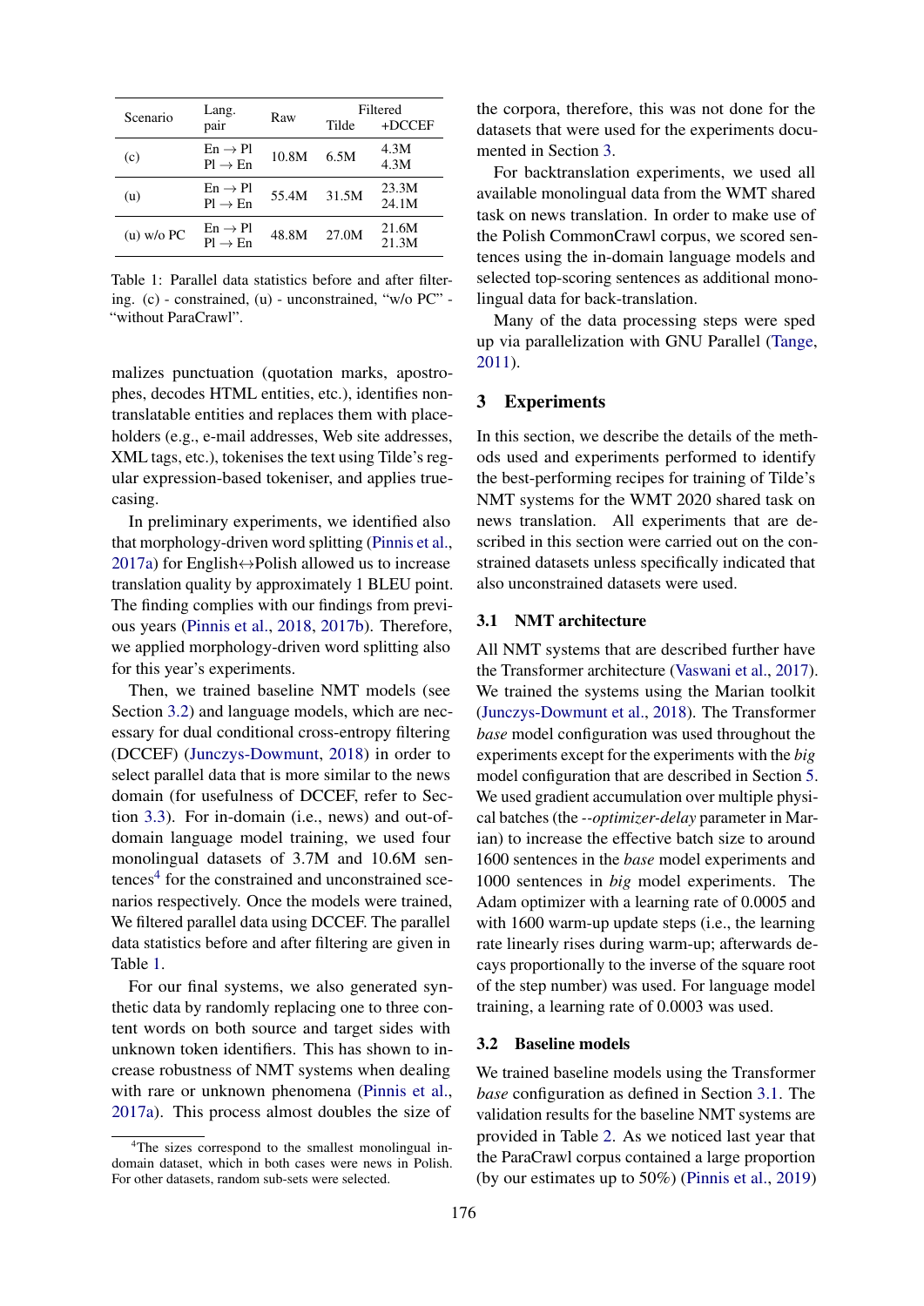| Scenario | Lang. pair | Raw | Filtered | |
|---|---|---|---|---|
| | | | Tilde | +DCCEF |
| (c) | En → Pl | 10.8M | 6.5M | 4.3M |
| | Pl → En | | | 4.3M |
| (u) | En → Pl | 55.4M | 31.5M | 23.3M |
| | Pl → En | | | 24.1M |
| (u) w/o PC | En → Pl | 48.8M | 27.0M | 21.6M |
| | Pl → En | | | 21.3M |

Table 1: Parallel data statistics before and after filtering. (c) - constrained, (u) - unconstrained, "w/o PC" - "without ParaCrawl".

malizes punctuation (quotation marks, apostrophes, decodes HTML entities, etc.), identifies non-translatable entities and replaces them with placeholders (e.g., e-mail addresses, Web site addresses, XML tags, etc.), tokenises the text using Tilde's regular expression-based tokeniser, and applies truecasing.

In preliminary experiments, we identified also that morphology-driven word splitting (Pinnis et al., 2017a) for English↔Polish allowed us to increase translation quality by approximately 1 BLEU point. The finding complies with our findings from previous years (Pinnis et al., 2018, 2017b). Therefore, we applied morphology-driven word splitting also for this year's experiments.

Then, we trained baseline NMT models (see Section 3.2) and language models, which are necessary for dual conditional cross-entropy filtering (DCCEF) (Junczys-Dowmunt, 2018) in order to select parallel data that is more similar to the news domain (for usefulness of DCCEF, refer to Section 3.3). For in-domain (i.e., news) and out-of-domain language model training, we used four monolingual datasets of 3.7M and 10.6M sentences[4] for the constrained and unconstrained scenarios respectively. Once the models were trained, We filtered parallel data using DCCEF. The parallel data statistics before and after filtering are given in Table 1.

For our final systems, we also generated synthetic data by randomly replacing one to three content words on both source and target sides with unknown token identifiers. This has shown to increase robustness of NMT systems when dealing with rare or unknown phenomena (Pinnis et al., 2017a). This process almost doubles the size of the corpora, therefore, this was not done for the datasets that were used for the experiments documented in Section 3.

For backtranslation experiments, we used all available monolingual data from the WMT shared task on news translation. In order to make use of the Polish CommonCrawl corpus, we scored sentences using the in-domain language models and selected top-scoring sentences as additional monolingual data for back-translation.

Many of the data processing steps were sped up via parallelization with GNU Parallel (Tange, 2011).

## 3 Experiments

In this section, we describe the details of the methods used and experiments performed to identify the best-performing recipes for training of Tilde's NMT systems for the WMT 2020 shared task on news translation. All experiments that are described in this section were carried out on the constrained datasets unless specifically indicated that also unconstrained datasets were used.

### 3.1 NMT architecture

All NMT systems that are described further have the Transformer architecture (Vaswani et al., 2017). We trained the systems using the Marian toolkit (Junczys-Dowmunt et al., 2018). The Transformer *base* model configuration was used throughout the experiments except for the experiments with the *big* model configuration that are described in Section 5. We used gradient accumulation over multiple physical batches (the *--optimizer-delay* parameter in Marian) to increase the effective batch size to around 1600 sentences in the *base* model experiments and 1000 sentences in *big* model experiments. The Adam optimizer with a learning rate of 0.0005 and with 1600 warm-up update steps (i.e., the learning rate linearly rises during warm-up; afterwards decays proportionally to the inverse of the square root of the step number) was used. For language model training, a learning rate of 0.0003 was used.

### 3.2 Baseline models

We trained baseline models using the Transformer *base* configuration as defined in Section 3.1. The validation results for the baseline NMT systems are provided in Table 2. As we noticed last year that the ParaCrawl corpus contained a large proportion (by our estimates up to 50%) (Pinnis et al., 2019)

[4] The sizes correspond to the smallest monolingual in-domain dataset, which in both cases were news in Polish. For other datasets, random sub-sets were selected.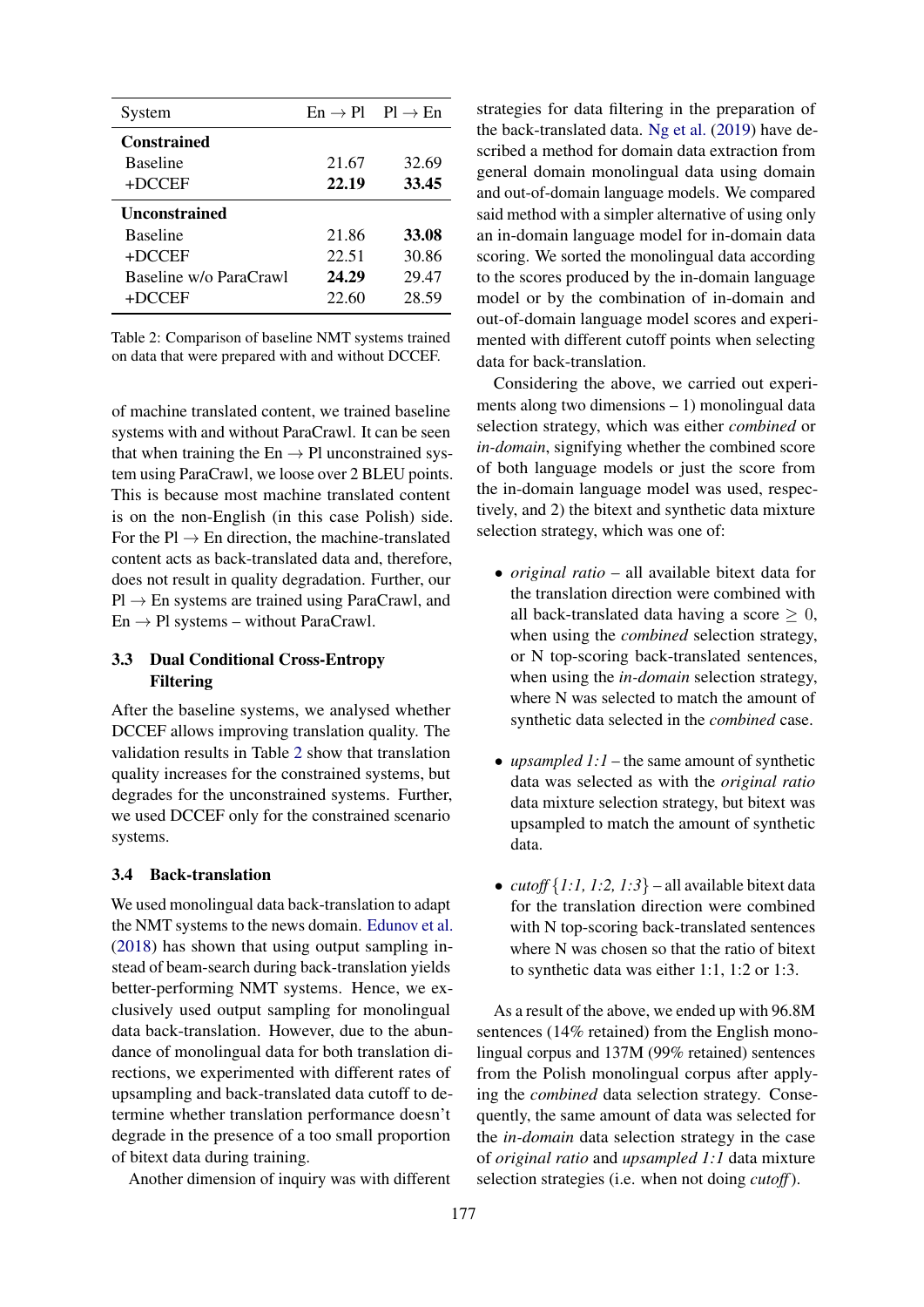| System | En → Pl | Pl → En |
|---|---|---|
| **Constrained** | | |
| Baseline | 21.67 | 32.69 |
| +DCCEF | **22.19** | **33.45** |
| **Unconstrained** | | |
| Baseline | 21.86 | **33.08** |
| +DCCEF | 22.51 | 30.86 |
| Baseline w/o ParaCrawl | **24.29** | 29.47 |
| +DCCEF | 22.60 | 28.59 |

Table 2: Comparison of baseline NMT systems trained on data that were prepared with and without DCCEF.

of machine translated content, we trained baseline systems with and without ParaCrawl. It can be seen that when training the En → Pl unconstrained system using ParaCrawl, we loose over 2 BLEU points. This is because most machine translated content is on the non-English (in this case Polish) side. For the Pl → En direction, the machine-translated content acts as back-translated data and, therefore, does not result in quality degradation. Further, our Pl → En systems are trained using ParaCrawl, and En → Pl systems – without ParaCrawl.

### 3.3 Dual Conditional Cross-Entropy Filtering

After the baseline systems, we analysed whether DCCEF allows improving translation quality. The validation results in Table 2 show that translation quality increases for the constrained systems, but degrades for the unconstrained systems. Further, we used DCCEF only for the constrained scenario systems.

### 3.4 Back-translation

We used monolingual data back-translation to adapt the NMT systems to the news domain. Edunov et al. (2018) has shown that using output sampling instead of beam-search during back-translation yields better-performing NMT systems. Hence, we exclusively used output sampling for monolingual data back-translation. However, due to the abundance of monolingual data for both translation directions, we experimented with different rates of upsampling and back-translated data cutoff to determine whether translation performance doesn't degrade in the presence of a too small proportion of bitext data during training.

Another dimension of inquiry was with different strategies for data filtering in the preparation of the back-translated data. Ng et al. (2019) have described a method for domain data extraction from general domain monolingual data using domain and out-of-domain language models. We compared said method with a simpler alternative of using only an in-domain language model for in-domain data scoring. We sorted the monolingual data according to the scores produced by the in-domain language model or by the combination of in-domain and out-of-domain language model scores and experimented with different cutoff points when selecting data for back-translation.

Considering the above, we carried out experiments along two dimensions – 1) monolingual data selection strategy, which was either *combined* or *in-domain*, signifying whether the combined score of both language models or just the score from the in-domain language model was used, respectively, and 2) the bitext and synthetic data mixture selection strategy, which was one of:

- *original ratio* – all available bitext data for the translation direction were combined with all back-translated data having a score $\geq 0$, when using the *combined* selection strategy, or N top-scoring back-translated sentences, when using the *in-domain* selection strategy, where N was selected to match the amount of synthetic data selected in the *combined* case.

- *upsampled 1:1* – the same amount of synthetic data was selected as with the *original ratio* data mixture selection strategy, but bitext was upsampled to match the amount of synthetic data.

- *cutoff* {*1:1, 1:2, 1:3*} – all available bitext data for the translation direction were combined with N top-scoring back-translated sentences where N was chosen so that the ratio of bitext to synthetic data was either 1:1, 1:2 or 1:3.

As a result of the above, we ended up with 96.8M sentences (14% retained) from the English monolingual corpus and 137M (99% retained) sentences from the Polish monolingual corpus after applying the *combined* data selection strategy. Consequently, the same amount of data was selected for the *in-domain* data selection strategy in the case of *original ratio* and *upsampled 1:1* data mixture selection strategies (i.e. when not doing *cutoff*).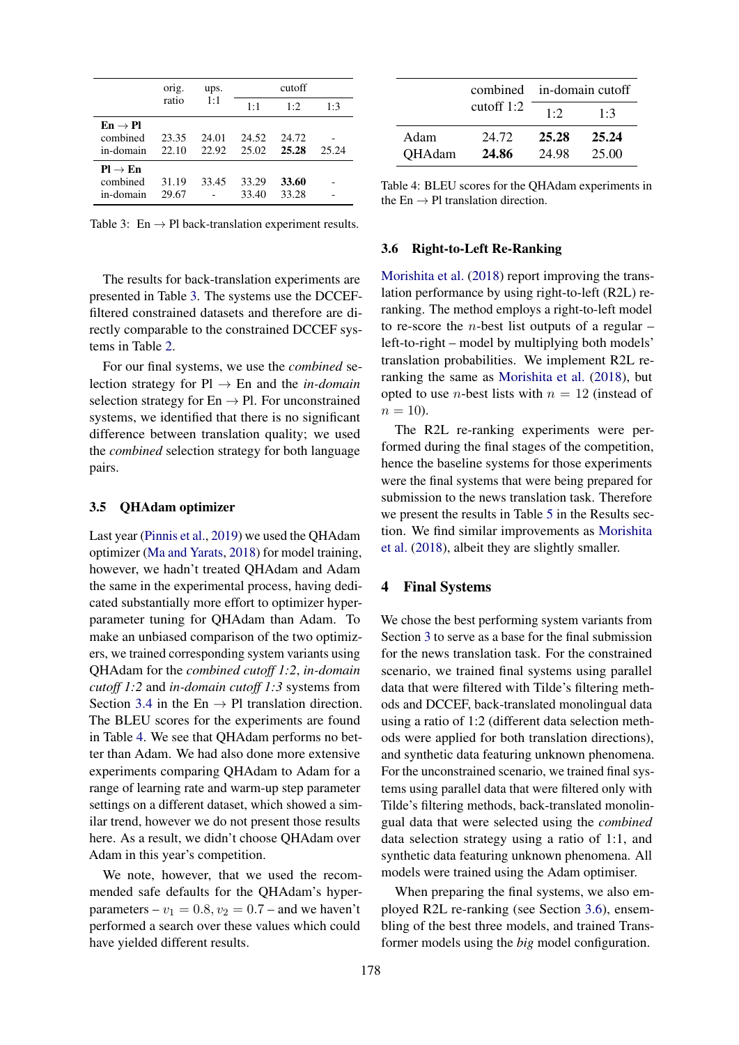|  | orig. ratio | ups. 1:1 | cutoff | | |
|---|---|---|---|---|---|
|  |  |  | 1:1 | 1:2 | 1:3 |
| **En → Pl** | | | | | |
| combined | 23.35 | 24.01 | 24.52 | 24.72 | - |
| in-domain | 22.10 | 22.92 | 25.02 | **25.28** | 25.24 |
| **Pl → En** | | | | | |
| combined | 31.19 | 33.45 | 33.29 | **33.60** | - |
| in-domain | 29.67 | - | 33.40 | 33.28 | - |

Table 3: En → Pl back-translation experiment results.

The results for back-translation experiments are presented in Table 3. The systems use the DCCEF-filtered constrained datasets and therefore are directly comparable to the constrained DCCEF systems in Table 2.

For our final systems, we use the *combined* selection strategy for Pl → En and the *in-domain* selection strategy for En → Pl. For unconstrained systems, we identified that there is no significant difference between translation quality; we used the *combined* selection strategy for both language pairs.

### 3.5 QHAdam optimizer

Last year (Pinnis et al., 2019) we used the QHAdam optimizer (Ma and Yarats, 2018) for model training, however, we hadn't treated QHAdam and Adam the same in the experimental process, having dedicated substantially more effort to optimizer hyperparameter tuning for QHAdam than Adam. To make an unbiased comparison of the two optimizers, we trained corresponding system variants using QHAdam for the *combined cutoff 1:2*, *in-domain cutoff 1:2* and *in-domain cutoff 1:3* systems from Section 3.4 in the En → Pl translation direction. The BLEU scores for the experiments are found in Table 4. We see that QHAdam performs no better than Adam. We had also done more extensive experiments comparing QHAdam to Adam for a range of learning rate and warm-up step parameter settings on a different dataset, which showed a similar trend, however we do not present those results here. As a result, we didn't choose QHAdam over Adam in this year's competition.

We note, however, that we used the recommended safe defaults for the QHAdam's hyperparameters – $v_1 = 0.8, v_2 = 0.7$ – and we haven't performed a search over these values which could have yielded different results.

|  | combined cutoff 1:2 | in-domain cutoff | |
|---|---|---|---|
|  |  | 1:2 | 1:3 |
| Adam | 24.72 | **25.28** | **25.24** |
| QHAdam | **24.86** | 24.98 | 25.00 |

Table 4: BLEU scores for the QHAdam experiments in the En → Pl translation direction.

### 3.6 Right-to-Left Re-Ranking

Morishita et al. (2018) report improving the translation performance by using right-to-left (R2L) re-ranking. The method employs a right-to-left model to re-score the $n$-best list outputs of a regular – left-to-right – model by multiplying both models' translation probabilities. We implement R2L re-ranking the same as Morishita et al. (2018), but opted to use $n$-best lists with $n = 12$ (instead of $n = 10$).

The R2L re-ranking experiments were performed during the final stages of the competition, hence the baseline systems for those experiments were the final systems that were being prepared for submission to the news translation task. Therefore we present the results in Table 5 in the Results section. We find similar improvements as Morishita et al. (2018), albeit they are slightly smaller.

## 4 Final Systems

We chose the best performing system variants from Section 3 to serve as a base for the final submission for the news translation task. For the constrained scenario, we trained final systems using parallel data that were filtered with Tilde's filtering methods and DCCEF, back-translated monolingual data using a ratio of 1:2 (different data selection methods were applied for both translation directions), and synthetic data featuring unknown phenomena. For the unconstrained scenario, we trained final systems using parallel data that were filtered only with Tilde's filtering methods, back-translated monolingual data that were selected using the *combined* data selection strategy using a ratio of 1:1, and synthetic data featuring unknown phenomena. All models were trained using the Adam optimiser.

When preparing the final systems, we also employed R2L re-ranking (see Section 3.6), ensembling of the best three models, and trained Transformer models using the *big* model configuration.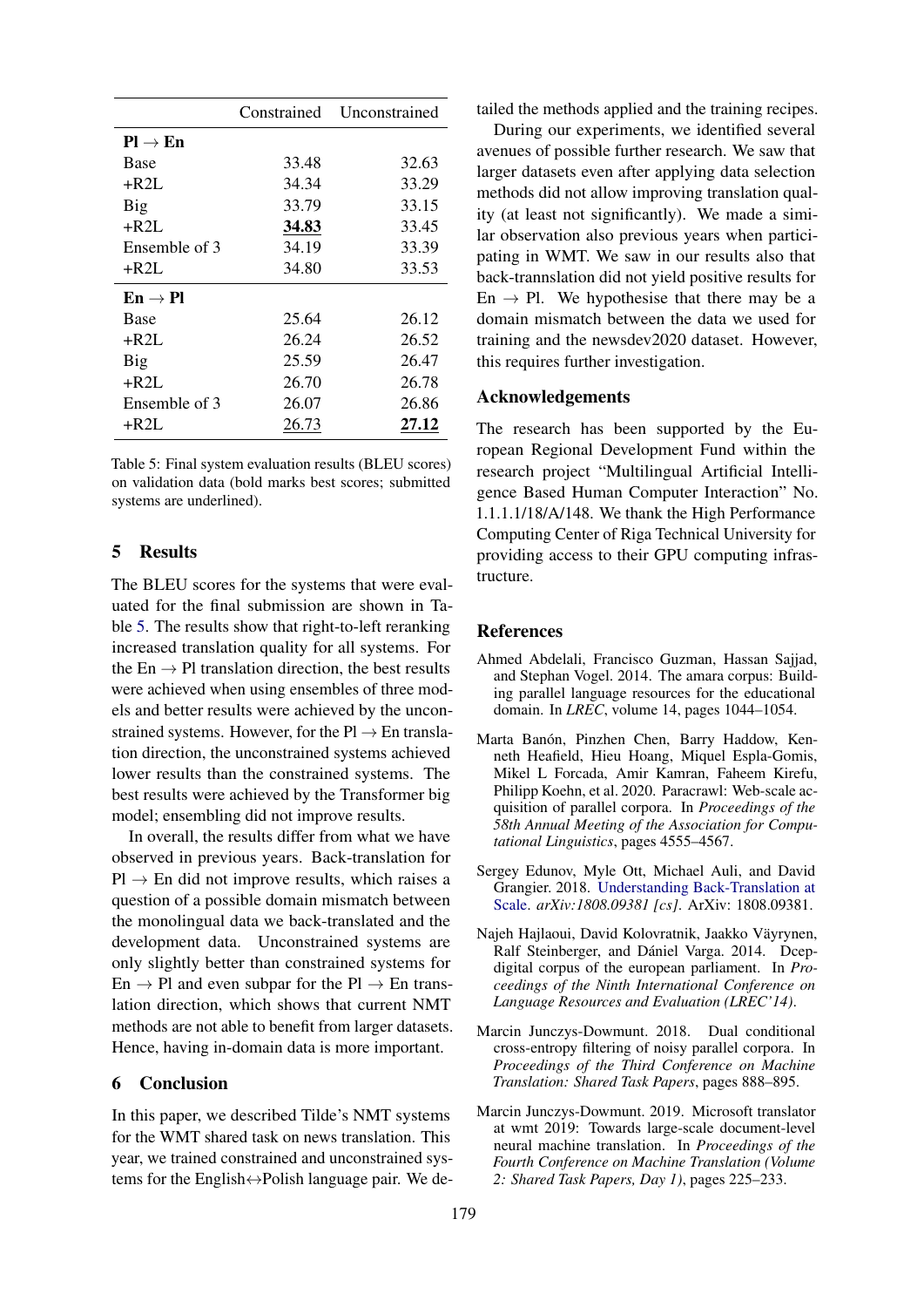| | Constrained | Unconstrained |
|---|---|---|
| **Pl → En** | | |
| Base | 33.48 | 32.63 |
| +R2L | 34.34 | 33.29 |
| Big | 33.79 | 33.15 |
| +R2L | **34.83** | 33.45 |
| Ensemble of 3 | 34.19 | 33.39 |
| +R2L | 34.80 | 33.53 |
| **En → Pl** | | |
| Base | 25.64 | 26.12 |
| +R2L | 26.24 | 26.52 |
| Big | 25.59 | 26.47 |
| +R2L | 26.70 | 26.78 |
| Ensemble of 3 | 26.07 | 26.86 |
| +R2L | 26.73 | **27.12** |

Table 5: Final system evaluation results (BLEU scores) on validation data (bold marks best scores; submitted systems are underlined).

## 5 Results

The BLEU scores for the systems that were evaluated for the final submission are shown in Table 5. The results show that right-to-left reranking increased translation quality for all systems. For the En → Pl translation direction, the best results were achieved when using ensembles of three models and better results were achieved by the unconstrained systems. However, for the Pl → En translation direction, the unconstrained systems achieved lower results than the constrained systems. The best results were achieved by the Transformer big model; ensembling did not improve results.

In overall, the results differ from what we have observed in previous years. Back-translation for Pl → En did not improve results, which raises a question of a possible domain mismatch between the monolingual data we back-translated and the development data. Unconstrained systems are only slightly better than constrained systems for En → Pl and even subpar for the Pl → En translation direction, which shows that current NMT methods are not able to benefit from larger datasets. Hence, having in-domain data is more important.

## 6 Conclusion

In this paper, we described Tilde's NMT systems for the WMT shared task on news translation. This year, we trained constrained and unconstrained systems for the English↔Polish language pair. We detailed the methods applied and the training recipes.

During our experiments, we identified several avenues of possible further research. We saw that larger datasets even after applying data selection methods did not allow improving translation quality (at least not significantly). We made a similar observation also previous years when participating in WMT. We saw in our results also that back-trannslation did not yield positive results for En → Pl. We hypothesise that there may be a domain mismatch between the data we used for training and the newsdev2020 dataset. However, this requires further investigation.

## Acknowledgements

The research has been supported by the European Regional Development Fund within the research project "Multilingual Artificial Intelligence Based Human Computer Interaction" No. 1.1.1.1/18/A/148. We thank the High Performance Computing Center of Riga Technical University for providing access to their GPU computing infrastructure.

## References

Ahmed Abdelali, Francisco Guzman, Hassan Sajjad, and Stephan Vogel. 2014. The amara corpus: Building parallel language resources for the educational domain. In *LREC*, volume 14, pages 1044–1054.

Marta Bañón, Pinzhen Chen, Barry Haddow, Kenneth Heafield, Hieu Hoang, Miquel Espla-Gomis, Mikel L Forcada, Amir Kamran, Faheem Kirefu, Philipp Koehn, et al. 2020. Paracrawl: Web-scale acquisition of parallel corpora. In *Proceedings of the 58th Annual Meeting of the Association for Computational Linguistics*, pages 4555–4567.

Sergey Edunov, Myle Ott, Michael Auli, and David Grangier. 2018. Understanding Back-Translation at Scale. *arXiv:1808.09381 [cs]*. ArXiv: 1808.09381.

Najeh Hajlaoui, David Kolovratnik, Jaakko Väyrynen, Ralf Steinberger, and Dániel Varga. 2014. Dcep-digital corpus of the european parliament. In *Proceedings of the Ninth International Conference on Language Resources and Evaluation (LREC'14)*.

Marcin Junczys-Dowmunt. 2018. Dual conditional cross-entropy filtering of noisy parallel corpora. In *Proceedings of the Third Conference on Machine Translation: Shared Task Papers*, pages 888–895.

Marcin Junczys-Dowmunt. 2019. Microsoft translator at wmt 2019: Towards large-scale document-level neural machine translation. In *Proceedings of the Fourth Conference on Machine Translation (Volume 2: Shared Task Papers, Day 1)*, pages 225–233.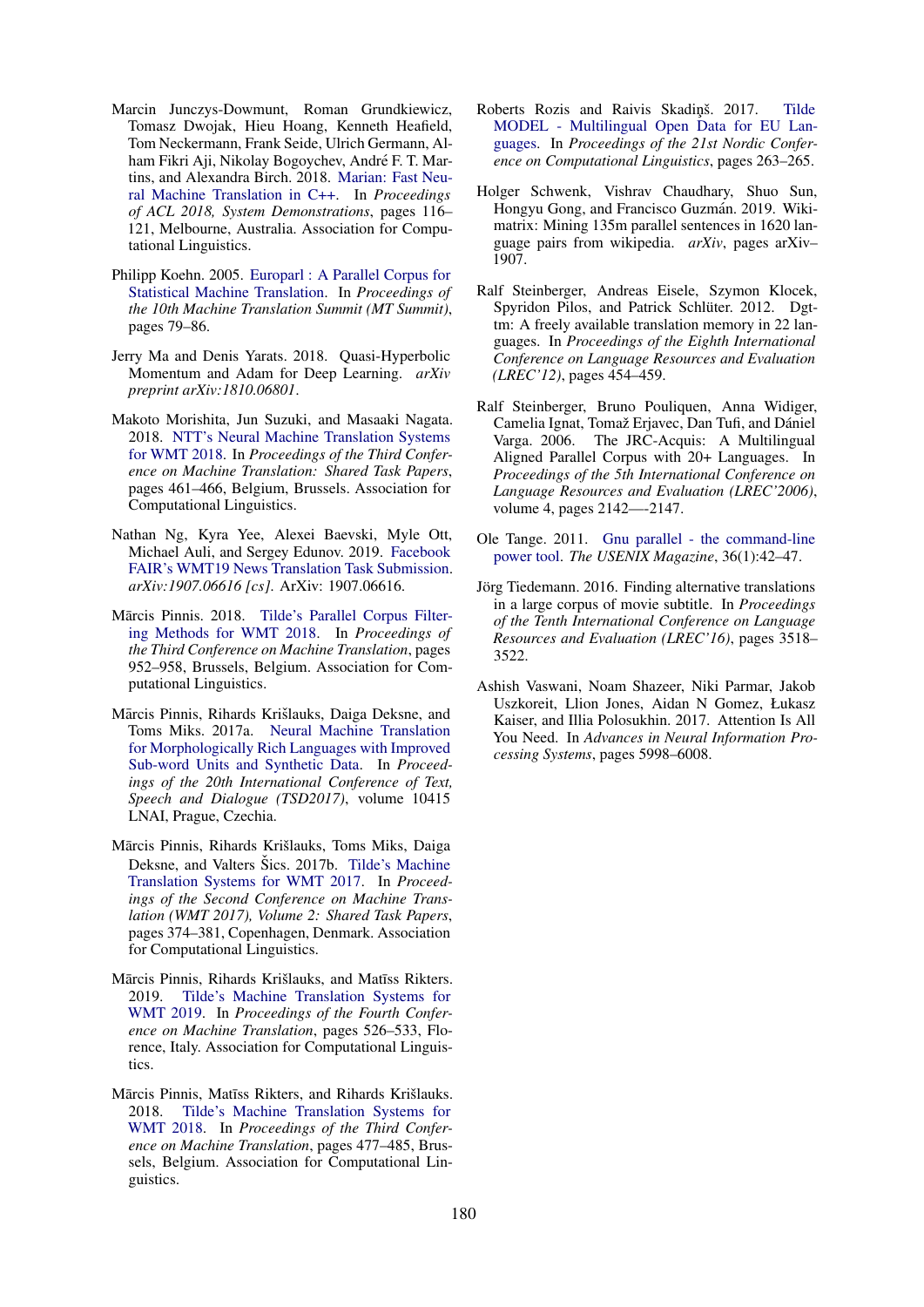Marcin Junczys-Dowmunt, Roman Grundkiewicz, Tomasz Dwojak, Hieu Hoang, Kenneth Heafield, Tom Neckermann, Frank Seide, Ulrich Germann, Alham Fikri Aji, Nikolay Bogoychev, André F. T. Martins, and Alexandra Birch. 2018. Marian: Fast Neural Machine Translation in C++. In *Proceedings of ACL 2018, System Demonstrations*, pages 116–121, Melbourne, Australia. Association for Computational Linguistics.

Philipp Koehn. 2005. Europarl : A Parallel Corpus for Statistical Machine Translation. In *Proceedings of the 10th Machine Translation Summit (MT Summit)*, pages 79–86.

Jerry Ma and Denis Yarats. 2018. Quasi-Hyperbolic Momentum and Adam for Deep Learning. *arXiv preprint arXiv:1810.06801*.

Makoto Morishita, Jun Suzuki, and Masaaki Nagata. 2018. NTT's Neural Machine Translation Systems for WMT 2018. In *Proceedings of the Third Conference on Machine Translation: Shared Task Papers*, pages 461–466, Belgium, Brussels. Association for Computational Linguistics.

Nathan Ng, Kyra Yee, Alexei Baevski, Myle Ott, Michael Auli, and Sergey Edunov. 2019. Facebook FAIR's WMT19 News Translation Task Submission. *arXiv:1907.06616 [cs]*. ArXiv: 1907.06616.

Mārcis Pinnis. 2018. Tilde's Parallel Corpus Filtering Methods for WMT 2018. In *Proceedings of the Third Conference on Machine Translation*, pages 952–958, Brussels, Belgium. Association for Computational Linguistics.

Mārcis Pinnis, Rihards Krišlauks, Daiga Deksne, and Toms Miks. 2017a. Neural Machine Translation for Morphologically Rich Languages with Improved Sub-word Units and Synthetic Data. In *Proceedings of the 20th International Conference of Text, Speech and Dialogue (TSD2017)*, volume 10415 LNAI, Prague, Czechia.

Mārcis Pinnis, Rihards Krišlauks, Toms Miks, Daiga Deksne, and Valters Šics. 2017b. Tilde's Machine Translation Systems for WMT 2017. In *Proceedings of the Second Conference on Machine Translation (WMT 2017), Volume 2: Shared Task Papers*, pages 374–381, Copenhagen, Denmark. Association for Computational Linguistics.

Mārcis Pinnis, Rihards Krišlauks, and Matīss Rikters. 2019. Tilde's Machine Translation Systems for WMT 2019. In *Proceedings of the Fourth Conference on Machine Translation*, pages 526–533, Florence, Italy. Association for Computational Linguistics.

Mārcis Pinnis, Matīss Rikters, and Rihards Krišlauks. 2018. Tilde's Machine Translation Systems for WMT 2018. In *Proceedings of the Third Conference on Machine Translation*, pages 477–485, Brussels, Belgium. Association for Computational Linguistics.

Roberts Rozis and Raivis Skadiņš. 2017. Tilde MODEL - Multilingual Open Data for EU Languages. In *Proceedings of the 21st Nordic Conference on Computational Linguistics*, pages 263–265.

Holger Schwenk, Vishrav Chaudhary, Shuo Sun, Hongyu Gong, and Francisco Guzmán. 2019. Wikimatrix: Mining 135m parallel sentences in 1620 language pairs from wikipedia. *arXiv*, pages arXiv–1907.

Ralf Steinberger, Andreas Eisele, Szymon Klocek, Spyridon Pilos, and Patrick Schlüter. 2012. Dgt-tm: A freely available translation memory in 22 languages. In *Proceedings of the Eighth International Conference on Language Resources and Evaluation (LREC'12)*, pages 454–459.

Ralf Steinberger, Bruno Pouliquen, Anna Widiger, Camelia Ignat, Tomaž Erjavec, Dan Tufi, and Dániel Varga. 2006. The JRC-Acquis: A Multilingual Aligned Parallel Corpus with 20+ Languages. In *Proceedings of the 5th International Conference on Language Resources and Evaluation (LREC'2006)*, volume 4, pages 2142—-2147.

Ole Tange. 2011. Gnu parallel - the command-line power tool. *The USENIX Magazine*, 36(1):42–47.

Jörg Tiedemann. 2016. Finding alternative translations in a large corpus of movie subtitle. In *Proceedings of the Tenth International Conference on Language Resources and Evaluation (LREC'16)*, pages 3518–3522.

Ashish Vaswani, Noam Shazeer, Niki Parmar, Jakob Uszkoreit, Llion Jones, Aidan N Gomez, Łukasz Kaiser, and Illia Polosukhin. 2017. Attention Is All You Need. In *Advances in Neural Information Processing Systems*, pages 5998–6008.